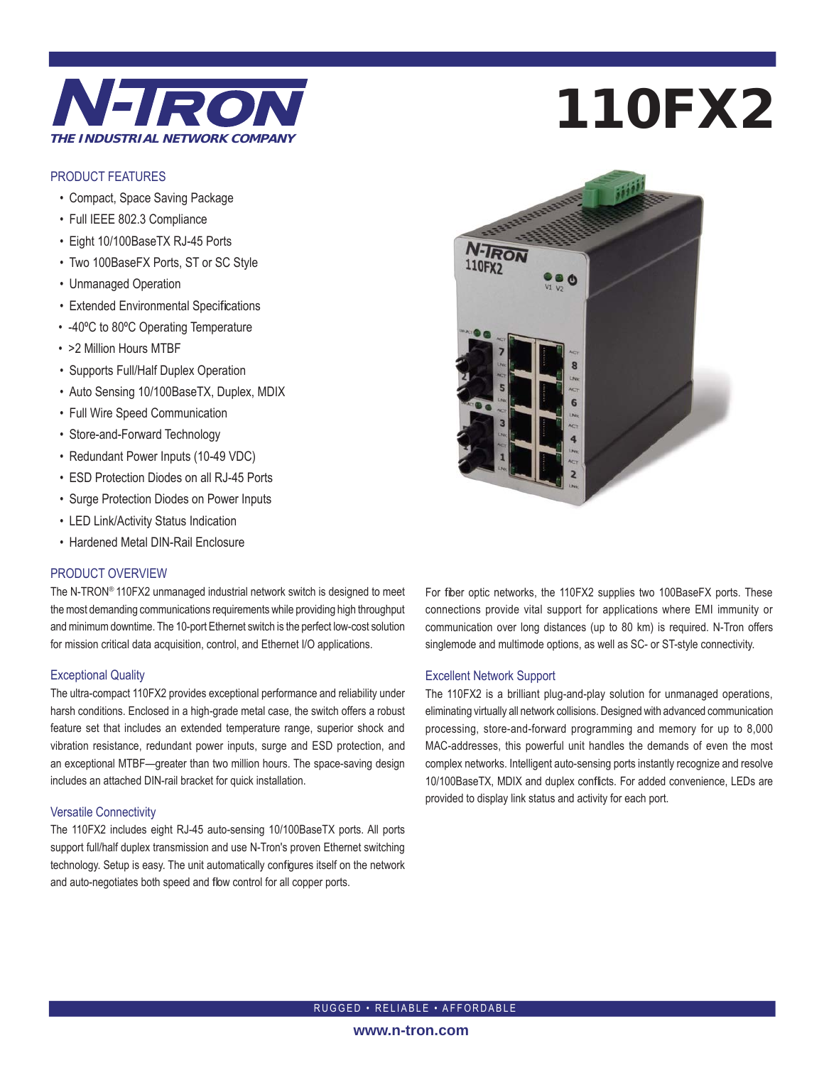# N-TRON

*THE INDUSTRIAL NETWORK COMPANY*

# 110FX2

## PRODUCT FEATURES

- Compact, Space Saving Package
- Full IEEE 802.3 Compliance
- Eight 10/100BaseTX RJ-45 Ports
- Two 100BaseFX Ports, ST or SC Style
- Unmanaged Operation
- Extended Environmental Specifications
- -40ºC to 80ºC Operating Temperature
- >2 Million Hours MTBF
- Supports Full/Half Duplex Operation
- Auto Sensing 10/100BaseTX, Duplex, MDIX
- Full Wire Speed Communication
- Store-and-Forward Technology
- Redundant Power Inputs (10-49 VDC)
- ESD Protection Diodes on all RJ-45 Ports
- Surge Protection Diodes on Power Inputs
- LED Link/Activity Status Indication
- Hardened Metal DIN-Rail Enclosure

## PRODUCT OVERVIEW

The N-TRON® 110FX2 unmanaged industrial network switch is designed to meet the most demanding communications requirements while providing high throughput and minimum downtime. The 10-port Ethernet switch is the perfect low-cost solution for mission critical data acquisition, control, and Ethernet I/O applications.

### Exceptional Quality

The ultra-compact 110FX2 provides exceptional performance and reliability under harsh conditions. Enclosed in a high-grade metal case, the switch offers a robust feature set that includes an extended temperature range, superior shock and vibration resistance, redundant power inputs, surge and ESD protection, and an exceptional MTBF—greater than two million hours. The space-saving design includes an attached DIN-rail bracket for quick installation.

### Versatile Connectivity

The 110FX2 includes eight RJ-45 auto-sensing 10/100BaseTX ports. All ports support full/half duplex transmission and use N-Tron's proven Ethernet switching technology. Setup is easy. The unit automatically configures itself on the network and auto-negotiates both speed and flow control for all copper ports.

For fiber optic networks, the 110FX2 supplies two 100BaseFX ports. These connections provide vital support for applications where EMI immunity or communication over long distances (up to 80 km) is required. N-Tron offers singlemode and multimode options, as well as SC- or ST-style connectivity.

### Excellent Network Support

The 110FX2 is a brilliant plug-and-play solution for unmanaged operations, eliminating virtually all network collisions. Designed with advanced communication processing, store-and-forward programming and memory for up to 8,000 MAC-addresses, this powerful unit handles the demands of even the most complex networks. Intelligent auto-sensing ports instantly recognize and resolve 10/100BaseTX, MDIX and duplex conflicts. For added convenience, LEDs are provided to display link status and activity for each port.

RUGGED • RELIABLE • AFFORDABLE

www.n-tron.com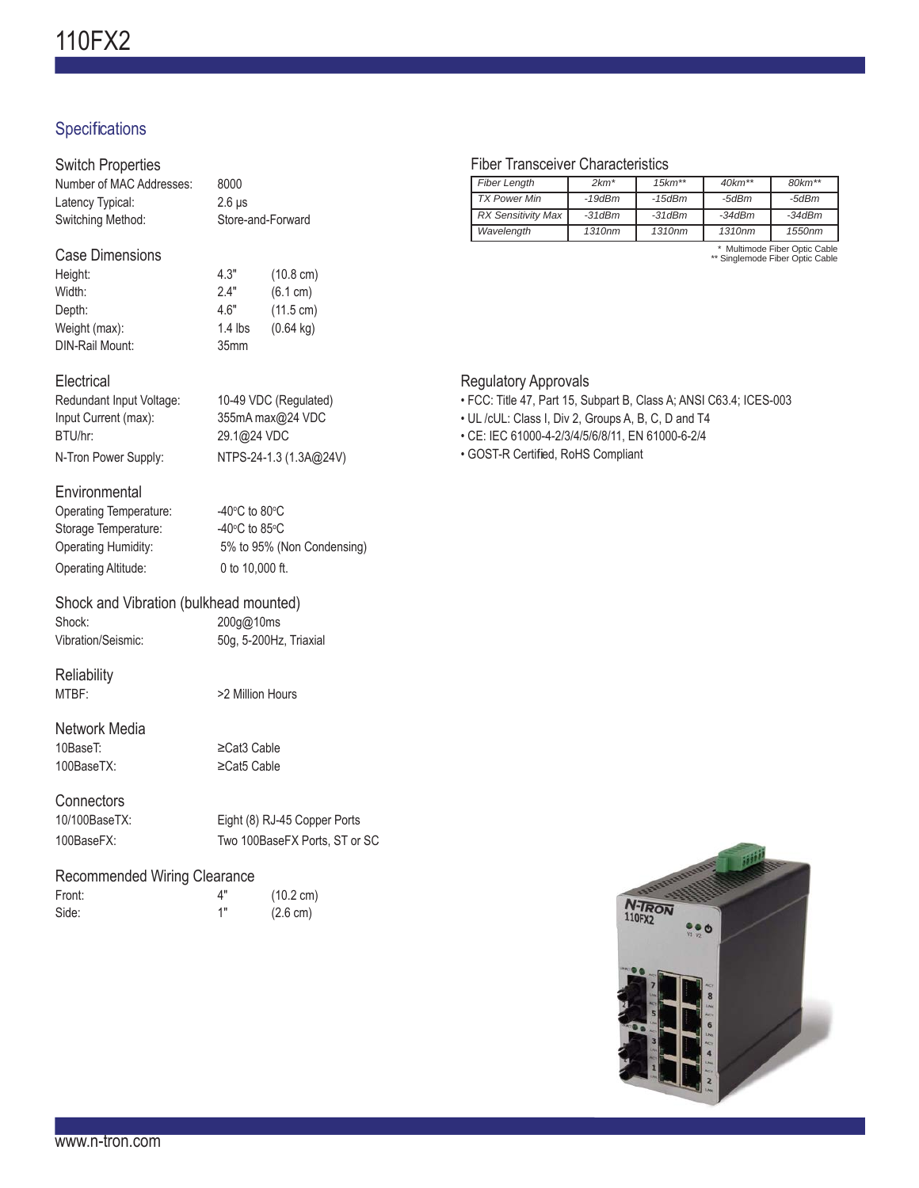# 110FX2

## Specifications

### Switch Properties

| | |
|---|---|
| Number of MAC Addresses: | 8000 |
| Latency Typical: | 2.6 μs |
| Switching Method: | Store-and-Forward |

### Case Dimensions

| | | |
|---|---|---|
| Height: | 4.3" | (10.8 cm) |
| Width: | 2.4" | (6.1 cm) |
| Depth: | 4.6" | (11.5 cm) |
| Weight (max): | 1.4 lbs | (0.64 kg) |
| DIN-Rail Mount: | 35mm | |

### Electrical

| | |
|---|---|
| Redundant Input Voltage: | 10-49 VDC (Regulated) |
| Input Current (max): | 355mA max@24 VDC |
| BTU/hr: | 29.1@24 VDC |
| N-Tron Power Supply: | NTPS-24-1.3 (1.3A@24V) |

### Environmental

| | |
|---|---|
| Operating Temperature: | -40°C to 80°C |
| Storage Temperature: | -40°C to 85°C |
| Operating Humidity: | 5% to 95% (Non Condensing) |
| Operating Altitude: | 0 to 10,000 ft. |

### Shock and Vibration (bulkhead mounted)

| | |
|---|---|
| Shock: | 200g@10ms |
| Vibration/Seismic: | 50g, 5-200Hz, Triaxial |

### Reliability

| | |
|---|---|
| MTBF: | >2 Million Hours |

### Network Media

| | |
|---|---|
| 10BaseT: | ≥Cat3 Cable |
| 100BaseTX: | ≥Cat5 Cable |

### Connectors

| | |
|---|---|
| 10/100BaseTX: | Eight (8) RJ-45 Copper Ports |
| 100BaseFX: | Two 100BaseFX Ports, ST or SC |

### Recommended Wiring Clearance

| | | |
|---|---|---|
| Front: | 4" | (10.2 cm) |
| Side: | 1" | (2.6 cm) |

### Fiber Transceiver Characteristics

| Fiber Length | 2km* | 15km** | 40km** | 80km** |
|---|---|---|---|---|
| TX Power Min | -19dBm | -15dBm | -5dBm | -5dBm |
| RX Sensitivity Max | -31dBm | -31dBm | -34dBm | -34dBm |
| Wavelength | 1310nm | 1310nm | 1310nm | 1550nm |

\* Multimode Fiber Optic Cable
\*\* Singlemode Fiber Optic Cable

### Regulatory Approvals

- FCC: Title 47, Part 15, Subpart B, Class A; ANSI C63.4; ICES-003
- UL /cUL: Class I, Div 2, Groups A, B, C, D and T4
- CE: IEC 61000-4-2/3/4/5/6/8/11, EN 61000-6-2/4
- GOST-R Certified, RoHS Compliant

www.n-tron.com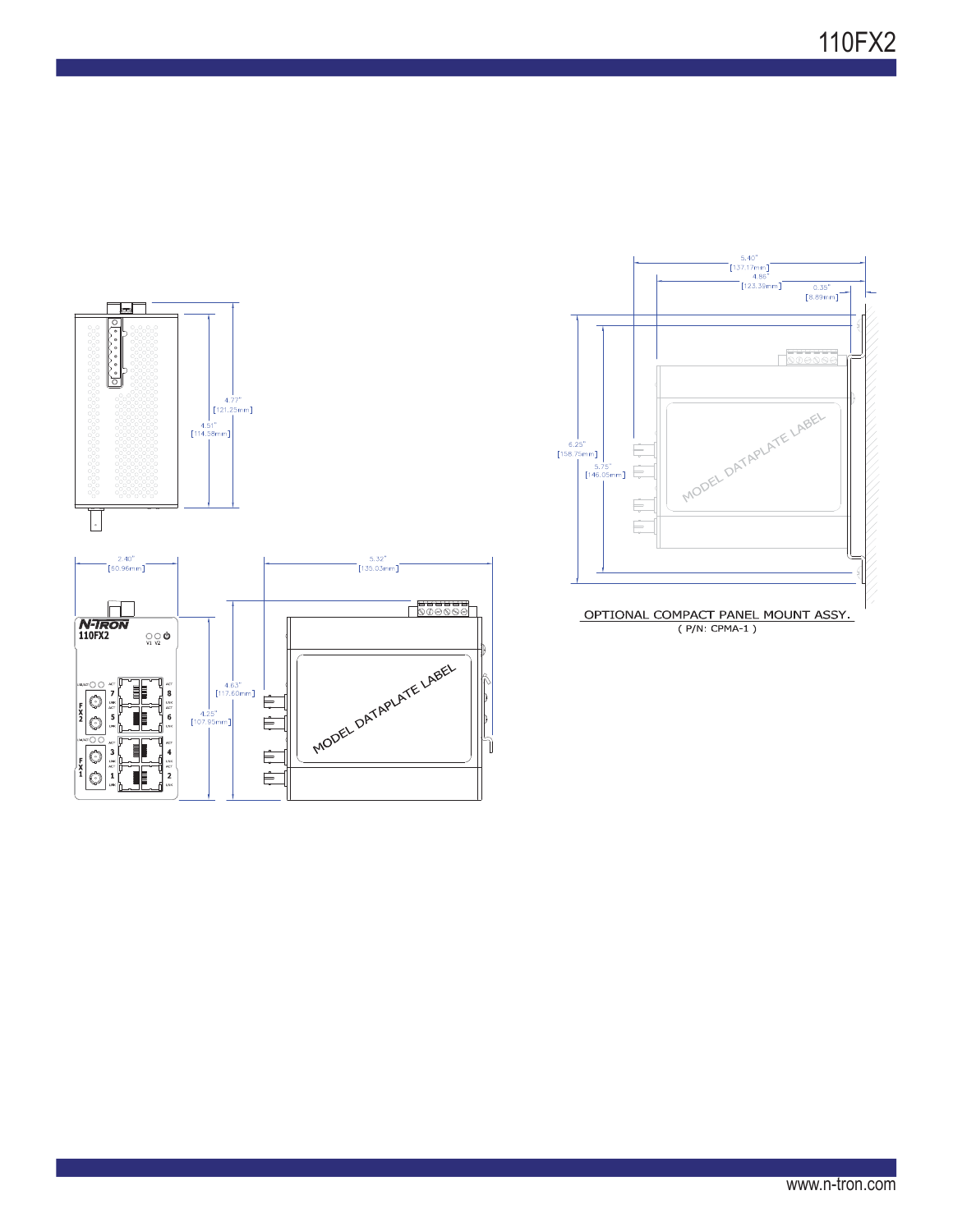4.27"
[121.25mm]

4.51"
[114.58mm]

2.40"
[60.96mm]

5.32"
[135.03mm]

N-TRON
110FX2

4.63"
[117.60mm]

4.25"
[107.95mm]

MODEL DATAPLATE LABEL

5.40"
[137.17mm]

4.86"
[123.39mm]

0.35"
[8.89mm]

6.25"
[158.75mm]

5.75"
[146.05mm]

MODEL DATAPLATE LABEL

OPTIONAL COMPACT PANEL MOUNT ASSY.
( P/N: CPMA-1 )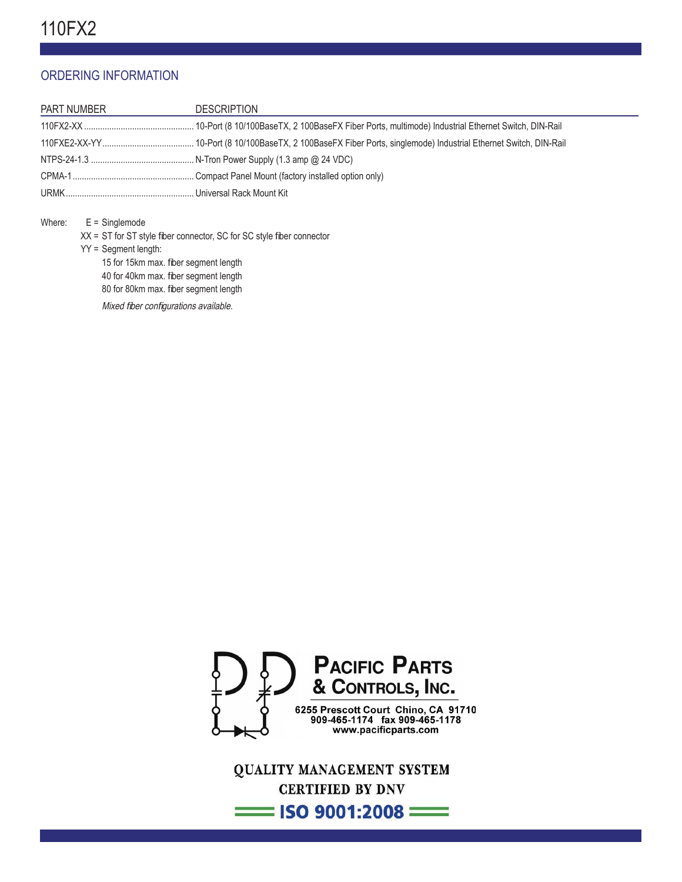## ORDERING INFORMATION

| PART NUMBER | DESCRIPTION |
|---|---|
| 110FX2-XX | 10-Port (8 10/100BaseTX, 2 100BaseFX Fiber Ports, multimode) Industrial Ethernet Switch, DIN-Rail |
| 110FXE2-XX-YY | 10-Port (8 10/100BaseTX, 2 100BaseFX Fiber Ports, singlemode) Industrial Ethernet Switch, DIN-Rail |
| NTPS-24-1.3 | N-Tron Power Supply (1.3 amp @ 24 VDC) |
| CPMA-1 | Compact Panel Mount (factory installed option only) |
| URMK | Universal Rack Mount Kit |

Where:
- E = Singlemode
- XX = ST for ST style fiber connector, SC for SC style fiber connector
- YY = Segment length:
  - 15 for 15km max. fiber segment length
  - 40 for 40km max. fiber segment length
  - 80 for 80km max. fiber segment length

*Mixed fiber configurations available.*

**PACIFIC PARTS & CONTROLS, INC.**
6255 Prescott Court Chino, CA 91710
909-465-1174 fax 909-465-1178
www.pacificparts.com

QUALITY MANAGEMENT SYSTEM
CERTIFIED BY DNV
ISO 9001:2008